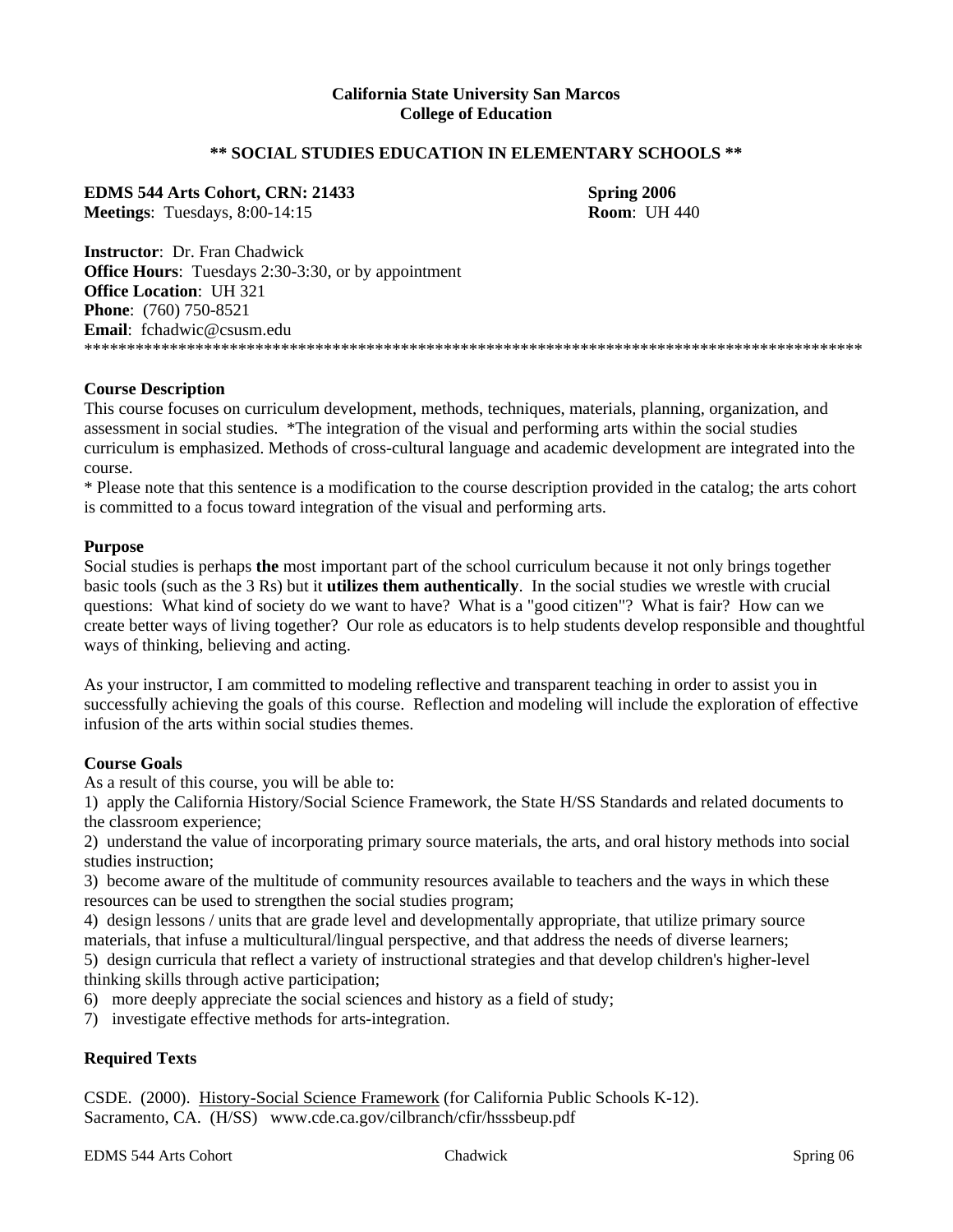**California State University San Marcos**
**College of Education**

**\*\* SOCIAL STUDIES EDUCATION IN ELEMENTARY SCHOOLS \*\***

**EDMS 544 Arts Cohort, CRN: 21433** **Spring 2006**
**Meetings**: Tuesdays, 8:00-14:15 **Room**: UH 440

**Instructor**: Dr. Fran Chadwick
**Office Hours**: Tuesdays 2:30-3:30, or by appointment
**Office Location**: UH 321
**Phone**: (760) 750-8521
**Email**: fchadwic@csusm.edu

***************************************************************************************************

**Course Description**

This course focuses on curriculum development, methods, techniques, materials, planning, organization, and assessment in social studies. *The integration of the visual and performing arts within the social studies curriculum is emphasized. Methods of cross-cultural language and academic development are integrated into the course.

* Please note that this sentence is a modification to the course description provided in the catalog; the arts cohort is committed to a focus toward integration of the visual and performing arts.

**Purpose**

Social studies is perhaps **the** most important part of the school curriculum because it not only brings together basic tools (such as the 3 Rs) but it **utilizes them authentically**. In the social studies we wrestle with crucial questions: What kind of society do we want to have? What is a "good citizen"? What is fair? How can we create better ways of living together? Our role as educators is to help students develop responsible and thoughtful ways of thinking, believing and acting.

As your instructor, I am committed to modeling reflective and transparent teaching in order to assist you in successfully achieving the goals of this course. Reflection and modeling will include the exploration of effective infusion of the arts within social studies themes.

**Course Goals**

As a result of this course, you will be able to:

1) apply the California History/Social Science Framework, the State H/SS Standards and related documents to the classroom experience;
2) understand the value of incorporating primary source materials, the arts, and oral history methods into social studies instruction;
3) become aware of the multitude of community resources available to teachers and the ways in which these resources can be used to strengthen the social studies program;
4) design lessons / units that are grade level and developmentally appropriate, that utilize primary source materials, that infuse a multicultural/lingual perspective, and that address the needs of diverse learners;
5) design curricula that reflect a variety of instructional strategies and that develop children's higher-level thinking skills through active participation;
6) more deeply appreciate the social sciences and history as a field of study;
7) investigate effective methods for arts-integration.

**Required Texts**

CSDE. (2000). <u>History-Social Science Framework</u> (for California Public Schools K-12). Sacramento, CA. (H/SS) www.cde.ca.gov/cilbranch/cfir/hsssbeup.pdf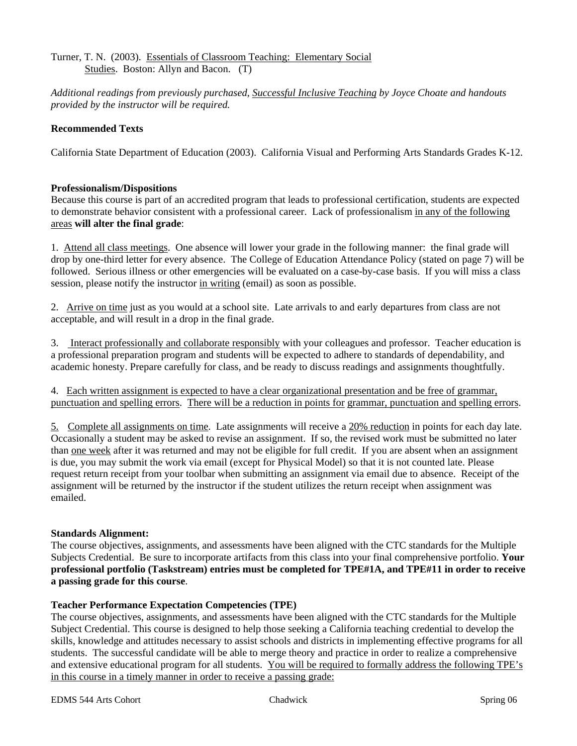Turner, T. N. (2003). Essentials of Classroom Teaching: Elementary Social Studies. Boston: Allyn and Bacon. (T)

*Additional readings from previously purchased, Successful Inclusive Teaching by Joyce Choate and handouts provided by the instructor will be required.*

**Recommended Texts**

California State Department of Education (2003). California Visual and Performing Arts Standards Grades K-12.

**Professionalism/Dispositions**

Because this course is part of an accredited program that leads to professional certification, students are expected to demonstrate behavior consistent with a professional career. Lack of professionalism in any of the following areas **will alter the final grade**:

1. Attend all class meetings. One absence will lower your grade in the following manner: the final grade will drop by one-third letter for every absence. The College of Education Attendance Policy (stated on page 7) will be followed. Serious illness or other emergencies will be evaluated on a case-by-case basis. If you will miss a class session, please notify the instructor in writing (email) as soon as possible.

2. Arrive on time just as you would at a school site. Late arrivals to and early departures from class are not acceptable, and will result in a drop in the final grade.

3. Interact professionally and collaborate responsibly with your colleagues and professor. Teacher education is a professional preparation program and students will be expected to adhere to standards of dependability, and academic honesty. Prepare carefully for class, and be ready to discuss readings and assignments thoughtfully.

4. Each written assignment is expected to have a clear organizational presentation and be free of grammar, punctuation and spelling errors. There will be a reduction in points for grammar, punctuation and spelling errors.

5. Complete all assignments on time. Late assignments will receive a 20% reduction in points for each day late. Occasionally a student may be asked to revise an assignment. If so, the revised work must be submitted no later than one week after it was returned and may not be eligible for full credit. If you are absent when an assignment is due, you may submit the work via email (except for Physical Model) so that it is not counted late. Please request return receipt from your toolbar when submitting an assignment via email due to absence. Receipt of the assignment will be returned by the instructor if the student utilizes the return receipt when assignment was emailed.

**Standards Alignment:**

The course objectives, assignments, and assessments have been aligned with the CTC standards for the Multiple Subjects Credential. Be sure to incorporate artifacts from this class into your final comprehensive portfolio. **Your professional portfolio (Taskstream) entries must be completed for TPE#1A, and TPE#11 in order to receive a passing grade for this course**.

**Teacher Performance Expectation Competencies (TPE)**

The course objectives, assignments, and assessments have been aligned with the CTC standards for the Multiple Subject Credential. This course is designed to help those seeking a California teaching credential to develop the skills, knowledge and attitudes necessary to assist schools and districts in implementing effective programs for all students. The successful candidate will be able to merge theory and practice in order to realize a comprehensive and extensive educational program for all students. You will be required to formally address the following TPE's in this course in a timely manner in order to receive a passing grade: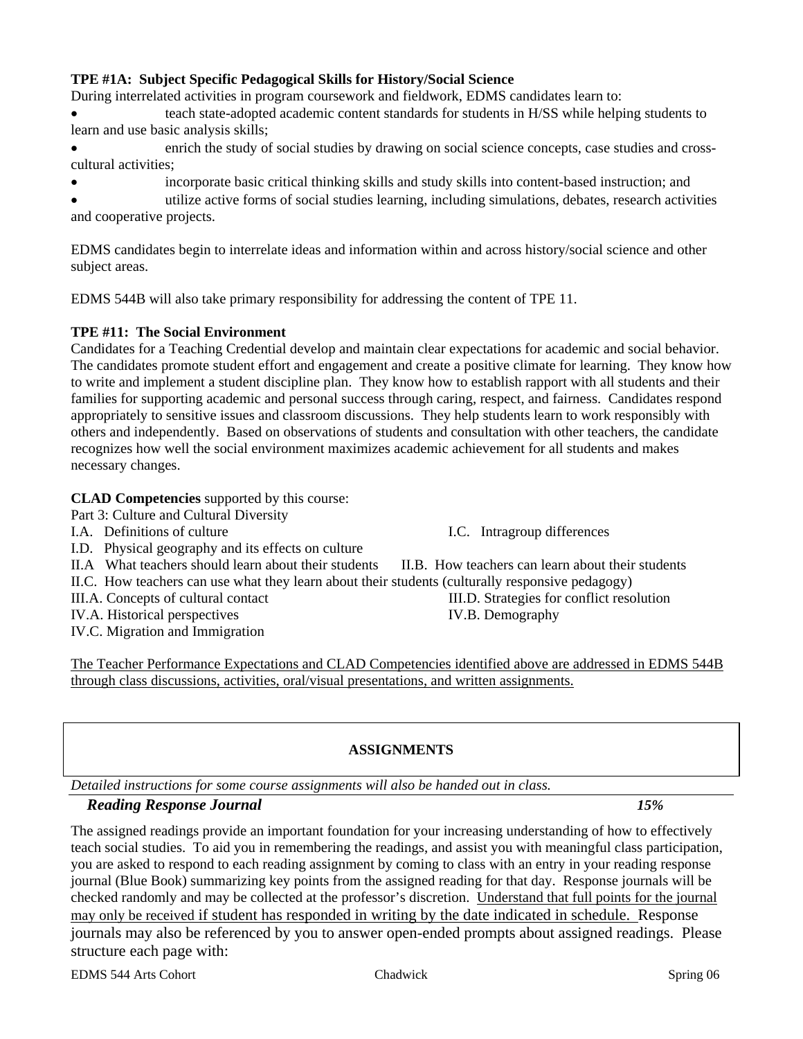**TPE #1A: Subject Specific Pedagogical Skills for History/Social Science**

During interrelated activities in program coursework and fieldwork, EDMS candidates learn to:

- teach state-adopted academic content standards for students in H/SS while helping students to learn and use basic analysis skills;
- enrich the study of social studies by drawing on social science concepts, case studies and cross-cultural activities;
- incorporate basic critical thinking skills and study skills into content-based instruction; and
- utilize active forms of social studies learning, including simulations, debates, research activities and cooperative projects.

EDMS candidates begin to interrelate ideas and information within and across history/social science and other subject areas.

EDMS 544B will also take primary responsibility for addressing the content of TPE 11.

**TPE #11: The Social Environment**

Candidates for a Teaching Credential develop and maintain clear expectations for academic and social behavior. The candidates promote student effort and engagement and create a positive climate for learning. They know how to write and implement a student discipline plan. They know how to establish rapport with all students and their families for supporting academic and personal success through caring, respect, and fairness. Candidates respond appropriately to sensitive issues and classroom discussions. They help students learn to work responsibly with others and independently. Based on observations of students and consultation with other teachers, the candidate recognizes how well the social environment maximizes academic achievement for all students and makes necessary changes.

**CLAD Competencies** supported by this course:

Part 3: Culture and Cultural Diversity

I.A. Definitions of culture
I.C. Intragroup differences
I.D. Physical geography and its effects on culture
II.A What teachers should learn about their students
II.B. How teachers can learn about their students
II.C. How teachers can use what they learn about their students (culturally responsive pedagogy)
III.A. Concepts of cultural contact
III.D. Strategies for conflict resolution
IV.A. Historical perspectives
IV.B. Demography
IV.C. Migration and Immigration

<u>The Teacher Performance Expectations and CLAD Competencies identified above are addressed in EDMS 544B through class discussions, activities, oral/visual presentations, and written assignments.</u>

## ASSIGNMENTS

*Detailed instructions for some course assignments will also be handed out in class.*

***Reading Response Journal*** ***15%***

The assigned readings provide an important foundation for your increasing understanding of how to effectively teach social studies. To aid you in remembering the readings, and assist you with meaningful class participation, you are asked to respond to each reading assignment by coming to class with an entry in your reading response journal (Blue Book) summarizing key points from the assigned reading for that day. Response journals will be checked randomly and may be collected at the professor's discretion. <u>Understand that full points for the journal may only be received if student has responded in writing by the date indicated in schedule.</u> Response journals may also be referenced by you to answer open-ended prompts about assigned readings. Please structure each page with: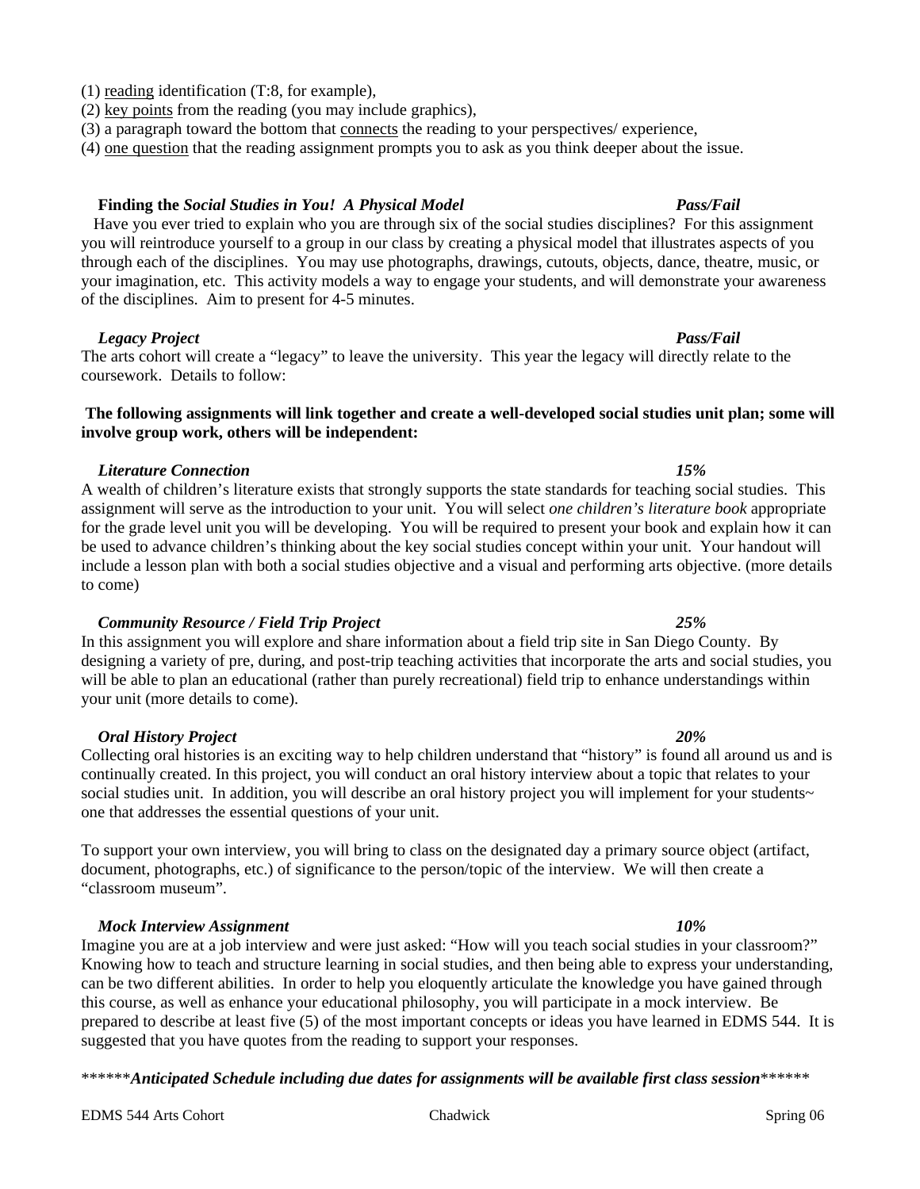(1) reading identification (T:8, for example),
(2) key points from the reading (you may include graphics),
(3) a paragraph toward the bottom that connects the reading to your perspectives/ experience,
(4) one question that the reading assignment prompts you to ask as you think deeper about the issue.

**Finding the *Social Studies in You! A Physical Model*** ***Pass/Fail***

Have you ever tried to explain who you are through six of the social studies disciplines? For this assignment you will reintroduce yourself to a group in our class by creating a physical model that illustrates aspects of you through each of the disciplines. You may use photographs, drawings, cutouts, objects, dance, theatre, music, or your imagination, etc. This activity models a way to engage your students, and will demonstrate your awareness of the disciplines. Aim to present for 4-5 minutes.

***Legacy Project*** ***Pass/Fail***

The arts cohort will create a "legacy" to leave the university. This year the legacy will directly relate to the coursework. Details to follow:

**The following assignments will link together and create a well-developed social studies unit plan; some will involve group work, others will be independent:**

***Literature Connection*** ***15%***

A wealth of children's literature exists that strongly supports the state standards for teaching social studies. This assignment will serve as the introduction to your unit. You will select *one children's literature book* appropriate for the grade level unit you will be developing. You will be required to present your book and explain how it can be used to advance children's thinking about the key social studies concept within your unit. Your handout will include a lesson plan with both a social studies objective and a visual and performing arts objective. (more details to come)

***Community Resource / Field Trip Project*** ***25%***

In this assignment you will explore and share information about a field trip site in San Diego County. By designing a variety of pre, during, and post-trip teaching activities that incorporate the arts and social studies, you will be able to plan an educational (rather than purely recreational) field trip to enhance understandings within your unit (more details to come).

***Oral History Project*** ***20%***

Collecting oral histories is an exciting way to help children understand that "history" is found all around us and is continually created. In this project, you will conduct an oral history interview about a topic that relates to your social studies unit. In addition, you will describe an oral history project you will implement for your students~ one that addresses the essential questions of your unit.

To support your own interview, you will bring to class on the designated day a primary source object (artifact, document, photographs, etc.) of significance to the person/topic of the interview. We will then create a "classroom museum".

***Mock Interview Assignment*** ***10%***

Imagine you are at a job interview and were just asked: "How will you teach social studies in your classroom?" Knowing how to teach and structure learning in social studies, and then being able to express your understanding, can be two different abilities. In order to help you eloquently articulate the knowledge you have gained through this course, as well as enhance your educational philosophy, you will participate in a mock interview. Be prepared to describe at least five (5) of the most important concepts or ideas you have learned in EDMS 544. It is suggested that you have quotes from the reading to support your responses.

******Anticipated Schedule including due dates for assignments will be available first class session******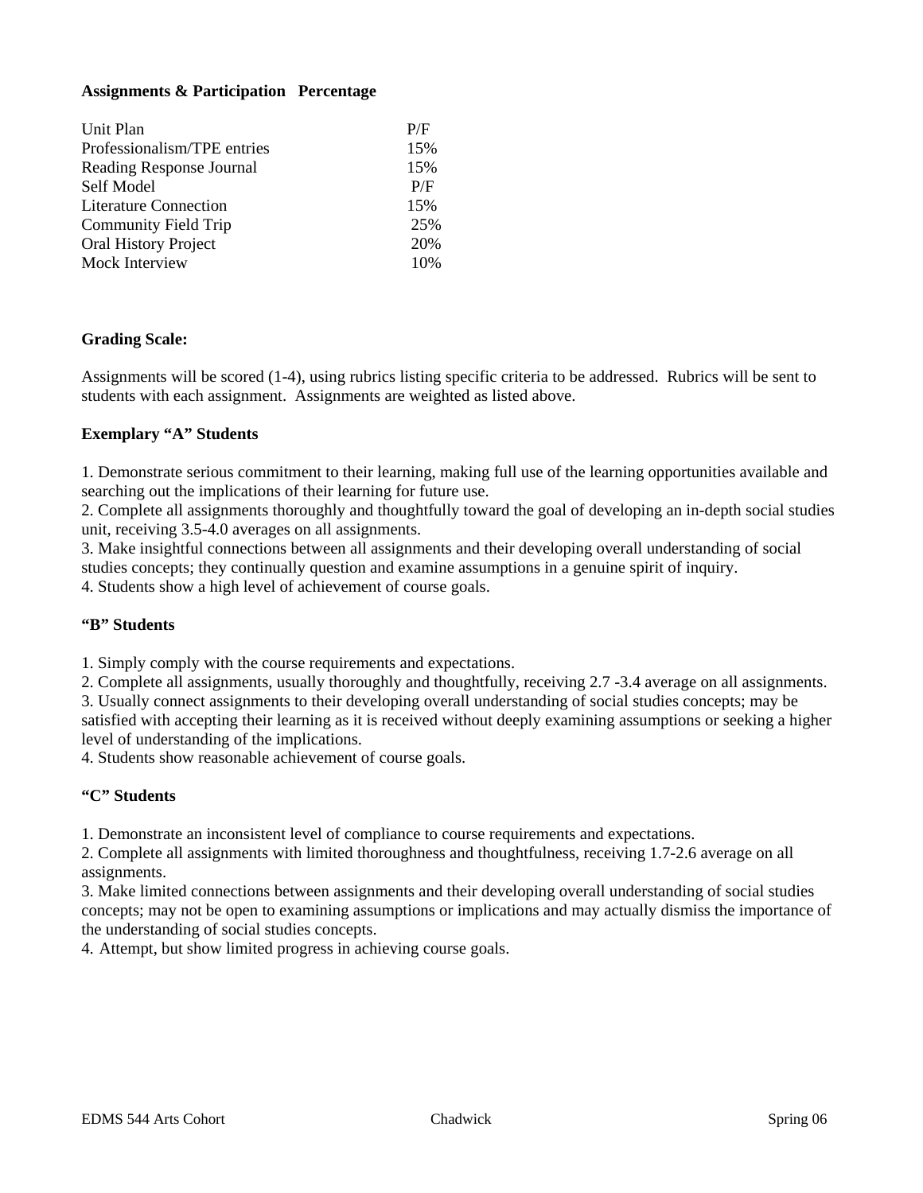| Assignments & Participation | Percentage |
|---|---|
| Unit Plan | P/F |
| Professionalism/TPE entries | 15% |
| Reading Response Journal | 15% |
| Self Model | P/F |
| Literature Connection | 15% |
| Community Field Trip | 25% |
| Oral History Project | 20% |
| Mock Interview | 10% |

**Grading Scale:**

Assignments will be scored (1-4), using rubrics listing specific criteria to be addressed. Rubrics will be sent to students with each assignment. Assignments are weighted as listed above.

**Exemplary "A" Students**

1. Demonstrate serious commitment to their learning, making full use of the learning opportunities available and searching out the implications of their learning for future use.
2. Complete all assignments thoroughly and thoughtfully toward the goal of developing an in-depth social studies unit, receiving 3.5-4.0 averages on all assignments.
3. Make insightful connections between all assignments and their developing overall understanding of social studies concepts; they continually question and examine assumptions in a genuine spirit of inquiry.
4. Students show a high level of achievement of course goals.

**"B" Students**

1. Simply comply with the course requirements and expectations.
2. Complete all assignments, usually thoroughly and thoughtfully, receiving 2.7 -3.4 average on all assignments.
3. Usually connect assignments to their developing overall understanding of social studies concepts; may be satisfied with accepting their learning as it is received without deeply examining assumptions or seeking a higher level of understanding of the implications.
4. Students show reasonable achievement of course goals.

**"C" Students**

1. Demonstrate an inconsistent level of compliance to course requirements and expectations.
2. Complete all assignments with limited thoroughness and thoughtfulness, receiving 1.7-2.6 average on all assignments.
3. Make limited connections between assignments and their developing overall understanding of social studies concepts; may not be open to examining assumptions or implications and may actually dismiss the importance of the understanding of social studies concepts.
4. Attempt, but show limited progress in achieving course goals.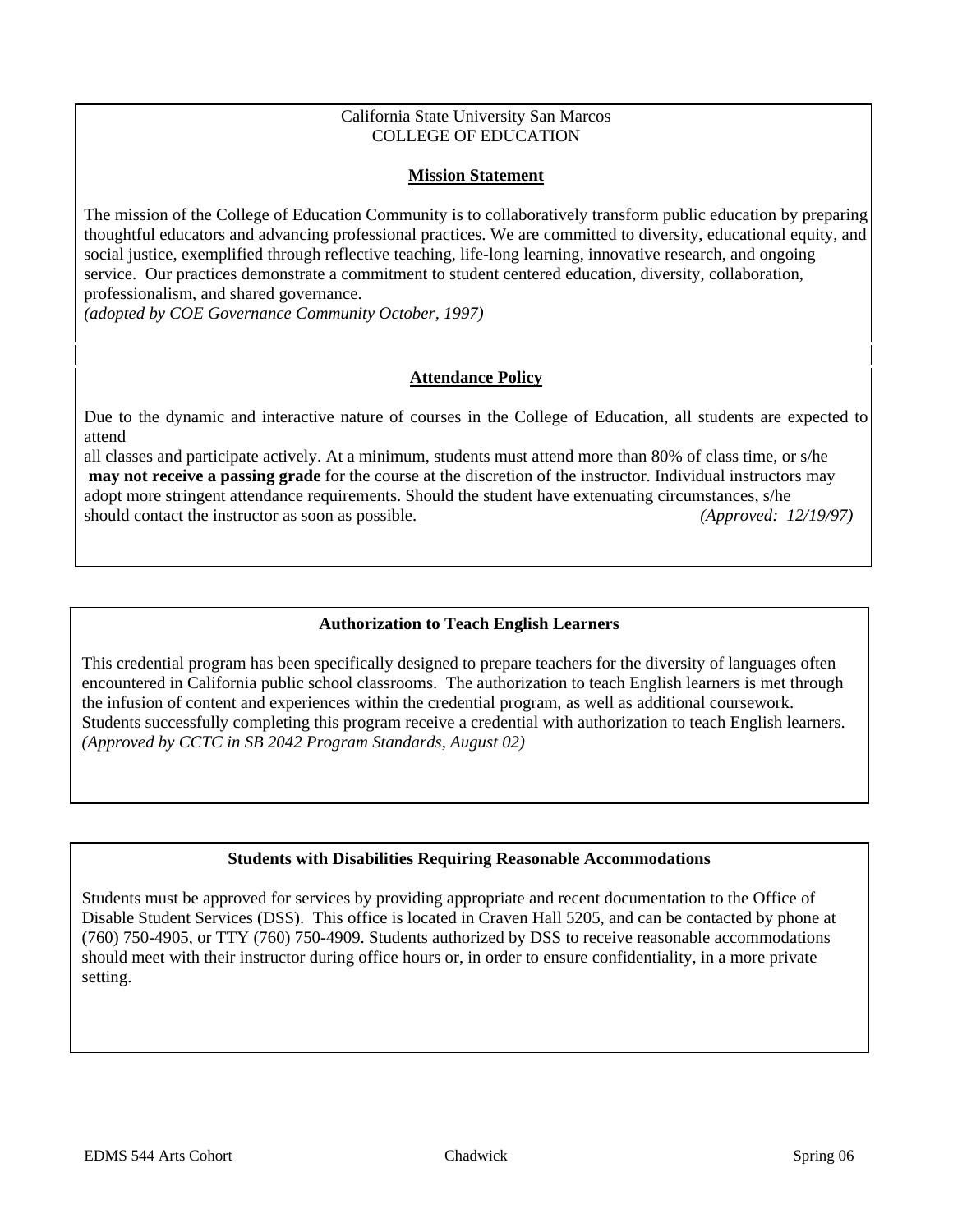California State University San Marcos
COLLEGE OF EDUCATION

**Mission Statement**

The mission of the College of Education Community is to collaboratively transform public education by preparing thoughtful educators and advancing professional practices. We are committed to diversity, educational equity, and social justice, exemplified through reflective teaching, life-long learning, innovative research, and ongoing service. Our practices demonstrate a commitment to student centered education, diversity, collaboration, professionalism, and shared governance.
*(adopted by COE Governance Community October, 1997)*

**Attendance Policy**

Due to the dynamic and interactive nature of courses in the College of Education, all students are expected to attend all classes and participate actively. At a minimum, students must attend more than 80% of class time, or s/he **may not receive a passing grade** for the course at the discretion of the instructor. Individual instructors may adopt more stringent attendance requirements. Should the student have extenuating circumstances, s/he should contact the instructor as soon as possible. *(Approved: 12/19/97)*

**Authorization to Teach English Learners**

This credential program has been specifically designed to prepare teachers for the diversity of languages often encountered in California public school classrooms. The authorization to teach English learners is met through the infusion of content and experiences within the credential program, as well as additional coursework. Students successfully completing this program receive a credential with authorization to teach English learners.
*(Approved by CCTC in SB 2042 Program Standards, August 02)*

**Students with Disabilities Requiring Reasonable Accommodations**

Students must be approved for services by providing appropriate and recent documentation to the Office of Disable Student Services (DSS). This office is located in Craven Hall 5205, and can be contacted by phone at (760) 750-4905, or TTY (760) 750-4909. Students authorized by DSS to receive reasonable accommodations should meet with their instructor during office hours or, in order to ensure confidentiality, in a more private setting.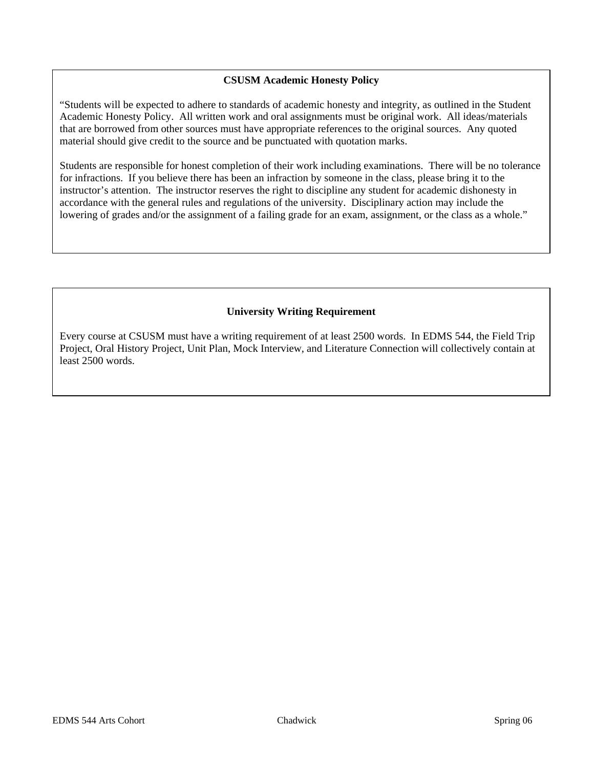**CSUSM Academic Honesty Policy**

"Students will be expected to adhere to standards of academic honesty and integrity, as outlined in the Student Academic Honesty Policy. All written work and oral assignments must be original work. All ideas/materials that are borrowed from other sources must have appropriate references to the original sources. Any quoted material should give credit to the source and be punctuated with quotation marks.

Students are responsible for honest completion of their work including examinations. There will be no tolerance for infractions. If you believe there has been an infraction by someone in the class, please bring it to the instructor's attention. The instructor reserves the right to discipline any student for academic dishonesty in accordance with the general rules and regulations of the university. Disciplinary action may include the lowering of grades and/or the assignment of a failing grade for an exam, assignment, or the class as a whole."

**University Writing Requirement**

Every course at CSUSM must have a writing requirement of at least 2500 words. In EDMS 544, the Field Trip Project, Oral History Project, Unit Plan, Mock Interview, and Literature Connection will collectively contain at least 2500 words.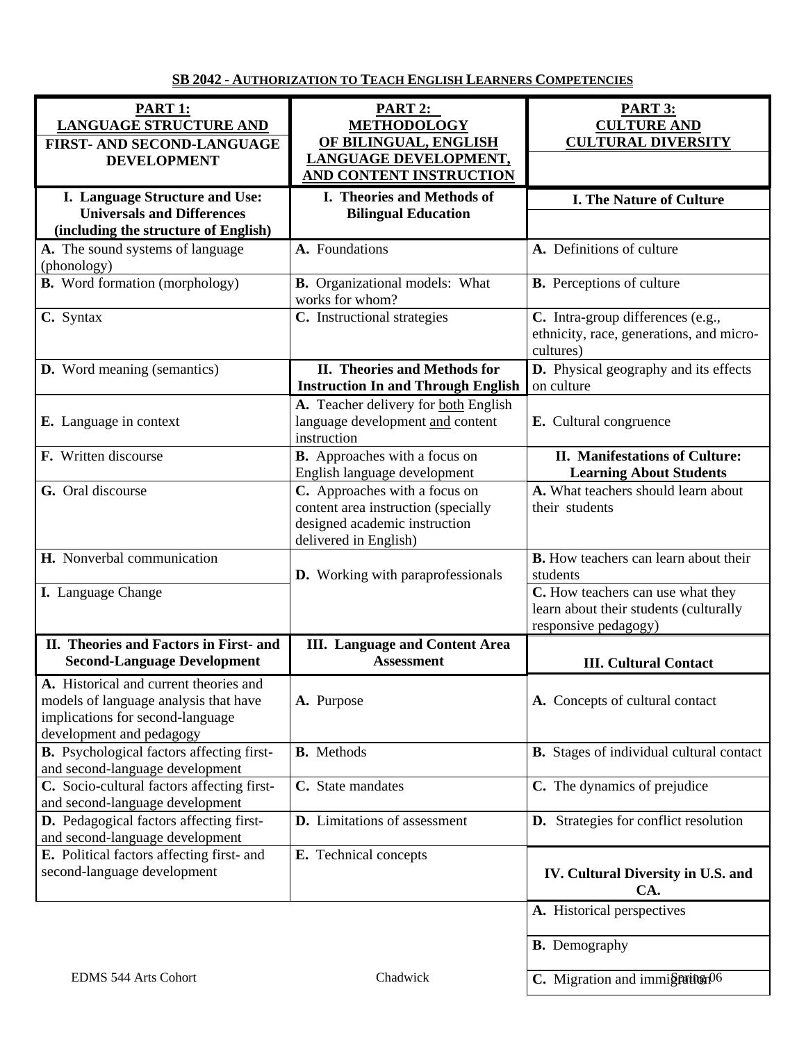**SB 2042 - AUTHORIZATION TO TEACH ENGLISH LEARNERS COMPETENCIES**

| PART 1: LANGUAGE STRUCTURE AND FIRST- AND SECOND-LANGUAGE DEVELOPMENT | PART 2: METHODOLOGY OF BILINGUAL, ENGLISH LANGUAGE DEVELOPMENT, AND CONTENT INSTRUCTION | PART 3: CULTURE AND CULTURAL DIVERSITY |
|---|---|---|
| **I. Language Structure and Use: Universals and Differences (including the structure of English)** | **I. Theories and Methods of Bilingual Education** | **I. The Nature of Culture** |
| **A.** The sound systems of language (phonology) | **A.** Foundations | **A.** Definitions of culture |
| **B.** Word formation (morphology) | **B.** Organizational models: What works for whom? | **B.** Perceptions of culture |
| **C.** Syntax | **C.** Instructional strategies | **C.** Intra-group differences (e.g., ethnicity, race, generations, and micro-cultures) |
| **D.** Word meaning (semantics) | **II. Theories and Methods for Instruction In and Through English** | **D.** Physical geography and its effects on culture |
| **E.** Language in context | **A.** Teacher delivery for both English language development and content instruction | **E.** Cultural congruence |
| **F.** Written discourse | **B.** Approaches with a focus on English language development | **II. Manifestations of Culture: Learning About Students** |
| **G.** Oral discourse | **C.** Approaches with a focus on content area instruction (specially designed academic instruction delivered in English) | **A.** What teachers should learn about their students |
| **H.** Nonverbal communication | **D.** Working with paraprofessionals | **B.** How teachers can learn about their students |
| **I.** Language Change | | **C.** How teachers can use what they learn about their students (culturally responsive pedagogy) |
| **II. Theories and Factors in First- and Second-Language Development** | **III. Language and Content Area Assessment** | **III. Cultural Contact** |
| **A.** Historical and current theories and models of language analysis that have implications for second-language development and pedagogy | **A.** Purpose | **A.** Concepts of cultural contact |
| **B.** Psychological factors affecting first- and second-language development | **B.** Methods | **B.** Stages of individual cultural contact |
| **C.** Socio-cultural factors affecting first- and second-language development | **C.** State mandates | **C.** The dynamics of prejudice |
| **D.** Pedagogical factors affecting first- and second-language development | **D.** Limitations of assessment | **D.** Strategies for conflict resolution |
| **E.** Political factors affecting first- and second-language development | **E.** Technical concepts | **IV. Cultural Diversity in U.S. and CA.** |
| | | **A.** Historical perspectives |
| | | **B.** Demography |
| | | **C.** Migration and immigration |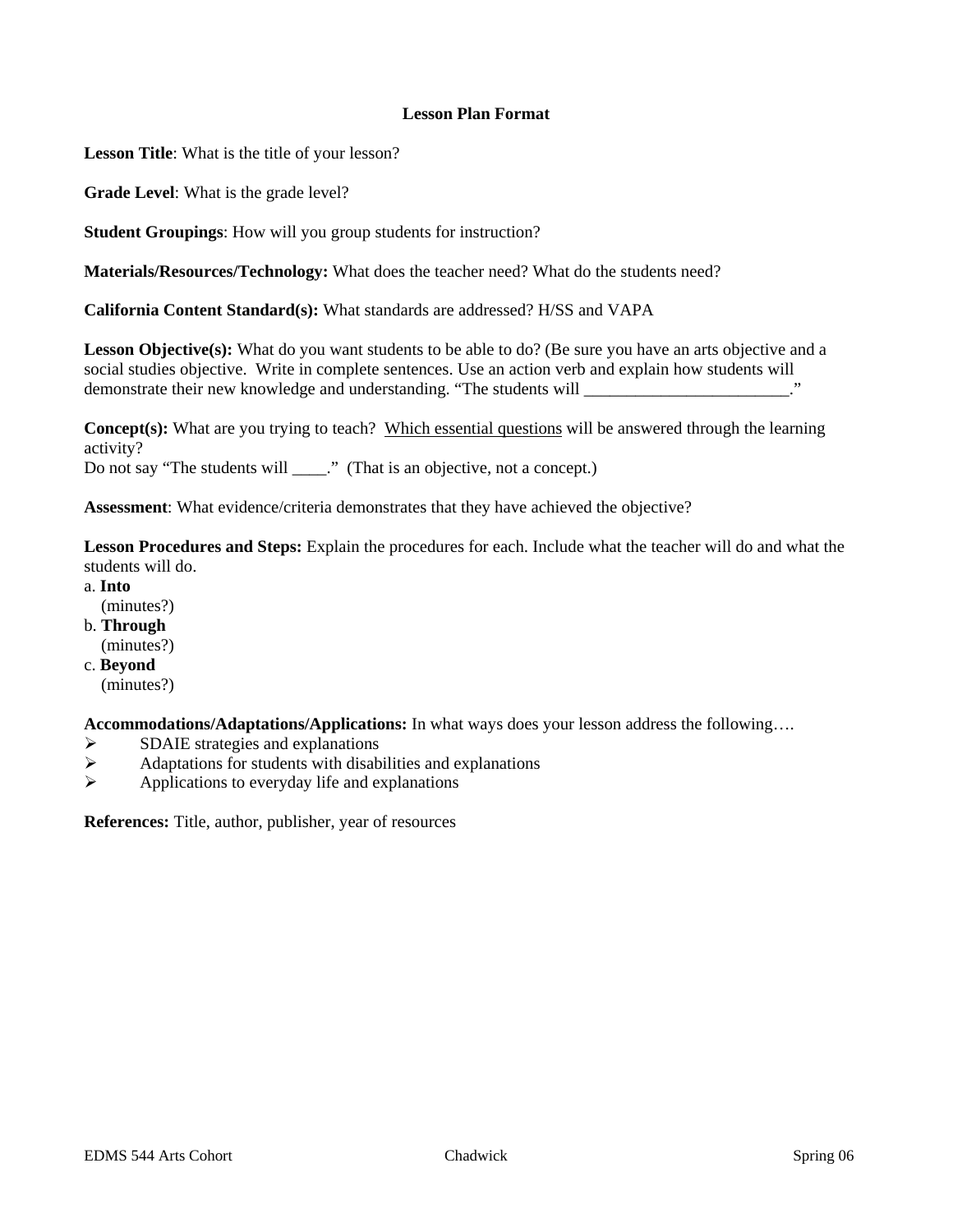## Lesson Plan Format

**Lesson Title**: What is the title of your lesson?

**Grade Level**: What is the grade level?

**Student Groupings**: How will you group students for instruction?

**Materials/Resources/Technology:** What does the teacher need? What do the students need?

**California Content Standard(s):** What standards are addressed? H/SS and VAPA

**Lesson Objective(s):** What do you want students to be able to do? (Be sure you have an arts objective and a social studies objective. Write in complete sentences. Use an action verb and explain how students will demonstrate their new knowledge and understanding. "The students will ________________________."

**Concept(s):** What are you trying to teach? <u>Which essential questions</u> will be answered through the learning activity?
Do not say "The students will ____." (That is an objective, not a concept.)

**Assessment**: What evidence/criteria demonstrates that they have achieved the objective?

**Lesson Procedures and Steps:** Explain the procedures for each. Include what the teacher will do and what the students will do.

a. **Into**
   (minutes?)
b. **Through**
   (minutes?)
c. **Beyond**
   (minutes?)

**Accommodations/Adaptations/Applications:** In what ways does your lesson address the following….

- SDAIE strategies and explanations
- Adaptations for students with disabilities and explanations
- Applications to everyday life and explanations

**References:** Title, author, publisher, year of resources